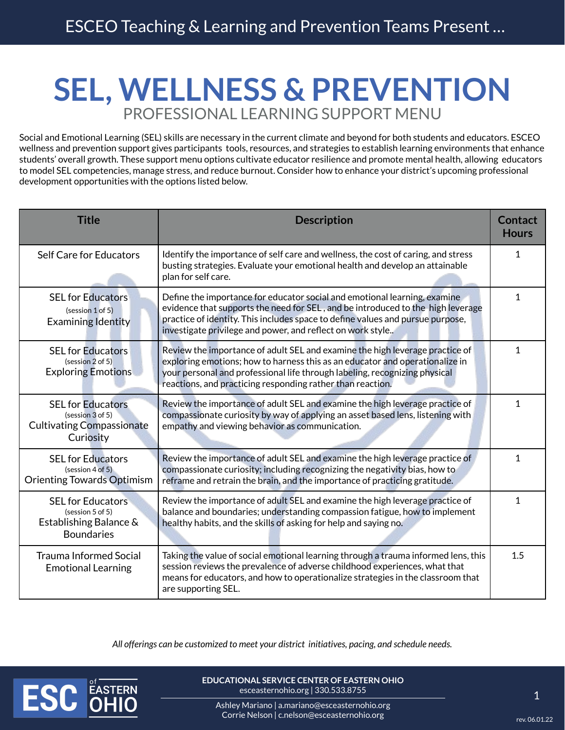ESCEO Teaching & Learning and Prevention Teams Present …

# SEL, WELLNESS & PREVENTION

## PROFESSIONAL LEARNING SUPPORT MENU

Social and Emotional Learning (SEL) skills are necessary in the current climate and beyond for both students and educators. ESCEO wellness and prevention support gives participants tools, resources, and strategies to establish learning environments that enhance students' overall growth. These support menu options cultivate educator resilience and promote mental health, allowing educators to model SEL competencies, manage stress, and reduce burnout. Consider how to enhance your district's upcoming professional development opportunities with the options listed below.

| Title | Description | Contact Hours |
|---|---|---|
| Self Care for Educators | Identify the importance of self care and wellness, the cost of caring, and stress busting strategies. Evaluate your emotional health and develop an attainable plan for self care. | 1 |
| SEL for Educators (session 1 of 5) Examining Identity | Define the importance for educator social and emotional learning, examine evidence that supports the need for SEL , and be introduced to the high leverage practice of identity. This includes space to define values and pursue purpose, investigate privilege and power, and reflect on work style.. | 1 |
| SEL for Educators (session 2 of 5) Exploring Emotions | Review the importance of adult SEL and examine the high leverage practice of exploring emotions; how to harness this as an educator and operationalize in your personal and professional life through labeling, recognizing physical reactions, and practicing responding rather than reaction. | 1 |
| SEL for Educators (session 3 of 5) Cultivating Compassionate Curiosity | Review the importance of adult SEL and examine the high leverage practice of compassionate curiosity by way of applying an asset based lens, listening with empathy and viewing behavior as communication. | 1 |
| SEL for Educators (session 4 of 5) Orienting Towards Optimism | Review the importance of adult SEL and examine the high leverage practice of compassionate curiosity; including recognizing the negativity bias, how to reframe and retrain the brain, and the importance of practicing gratitude. | 1 |
| SEL for Educators (session 5 of 5) Establishing Balance & Boundaries | Review the importance of adult SEL and examine the high leverage practice of balance and boundaries; understanding compassion fatigue, how to implement healthy habits, and the skills of asking for help and saying no. | 1 |
| Trauma Informed Social Emotional Learning | Taking the value of social emotional learning through a trauma informed lens, this session reviews the prevalence of adverse childhood experiences, what that means for educators, and how to operationalize strategies in the classroom that are supporting SEL. | 1.5 |

*All offerings can be customized to meet your district initiatives, pacing, and schedule needs.*

**EDUCATIONAL SERVICE CENTER OF EASTERN OHIO**
esceasternohio.org | 330.533.8755

Ashley Mariano | a.mariano@esceasternohio.org
Corrie Nelson | c.nelson@esceasternohio.org

rev. 06.01.22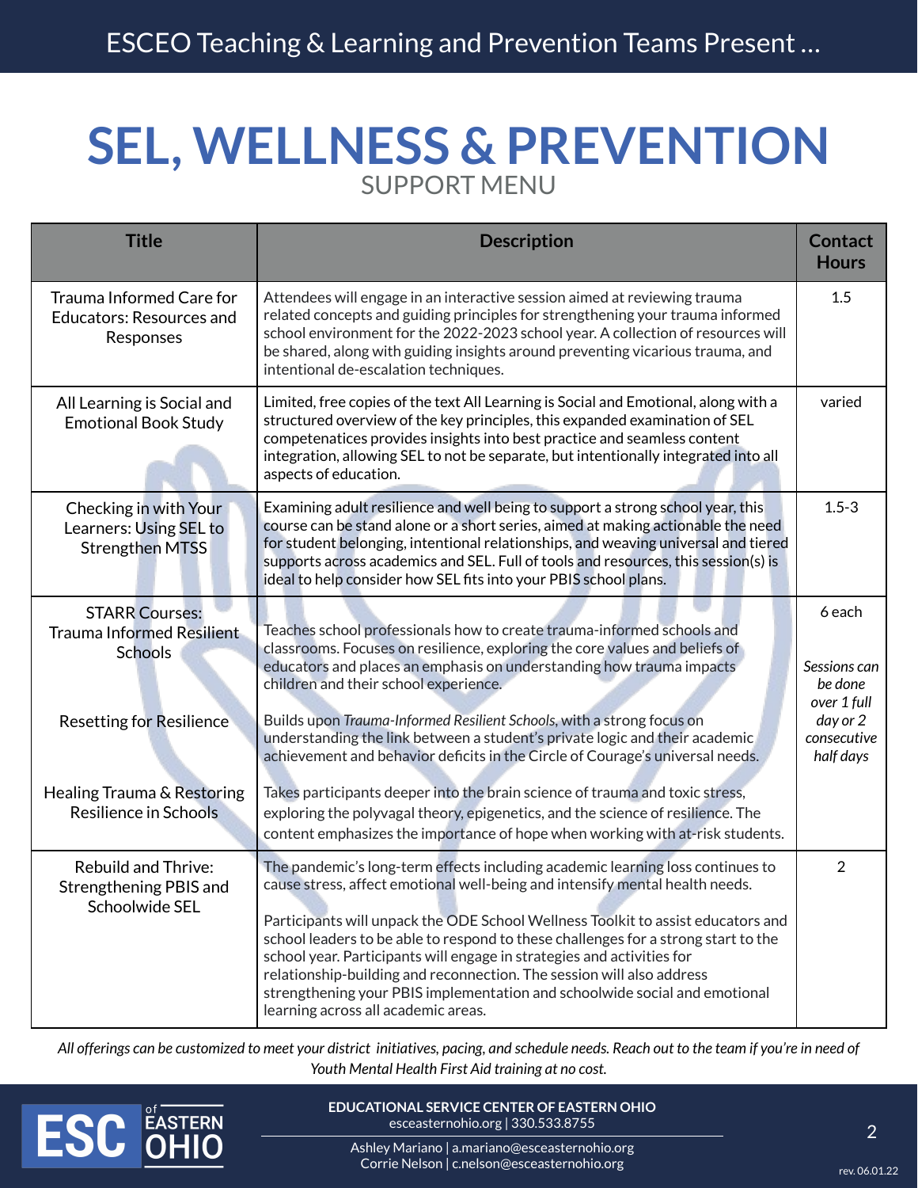ESCEO Teaching & Learning and Prevention Teams Present …

# SEL, WELLNESS & PREVENTION

## SUPPORT MENU

| Title | Description | Contact Hours |
|---|---|---|
| Trauma Informed Care for Educators: Resources and Responses | Attendees will engage in an interactive session aimed at reviewing trauma related concepts and guiding principles for strengthening your trauma informed school environment for the 2022-2023 school year. A collection of resources will be shared, along with guiding insights around preventing vicarious trauma, and intentional de-escalation techniques. | 1.5 |
| All Learning is Social and Emotional Book Study | Limited, free copies of the text All Learning is Social and Emotional, along with a structured overview of the key principles, this expanded examination of SEL competenatices provides insights into best practice and seamless content integration, allowing SEL to not be separate, but intentionally integrated into all aspects of education. | varied |
| Checking in with Your Learners: Using SEL to Strengthen MTSS | Examining adult resilience and well being to support a strong school year, this course can be stand alone or a short series, aimed at making actionable the need for student belonging, intentional relationships, and weaving universal and tiered supports across academics and SEL. Full of tools and resources, this session(s) is ideal to help consider how SEL fits into your PBIS school plans. | 1.5-3 |
| STARR Courses: Trauma Informed Resilient Schools<br><br>Resetting for Resilience<br><br>Healing Trauma & Restoring Resilience in Schools | Teaches school professionals how to create trauma-informed schools and classrooms. Focuses on resilience, exploring the core values and beliefs of educators and places an emphasis on understanding how trauma impacts children and their school experience.<br><br>Builds upon *Trauma-Informed Resilient Schools*, with a strong focus on understanding the link between a student's private logic and their academic achievement and behavior deficits in the Circle of Courage's universal needs.<br><br>Takes participants deeper into the brain science of trauma and toxic stress, exploring the polyvagal theory, epigenetics, and the science of resilience. The content emphasizes the importance of hope when working with at-risk students. | 6 each<br><br>*Sessions can be done over 1 full day or 2 consecutive half days* |
| Rebuild and Thrive: Strengthening PBIS and Schoolwide SEL | The pandemic's long-term effects including academic learning loss continues to cause stress, affect emotional well-being and intensify mental health needs.<br><br>Participants will unpack the ODE School Wellness Toolkit to assist educators and school leaders to be able to respond to these challenges for a strong start to the school year. Participants will engage in strategies and activities for relationship-building and reconnection. The session will also address strengthening your PBIS implementation and schoolwide social and emotional learning across all academic areas. | 2 |

*All offerings can be customized to meet your district initiatives, pacing, and schedule needs. Reach out to the team if you're in need of Youth Mental Health First Aid training at no cost.*

ESC of EASTERN OHIO

**EDUCATIONAL SERVICE CENTER OF EASTERN OHIO**
esceasternohio.org | 330.533.8755

Ashley Mariano | a.mariano@esceasternohio.org
Corrie Nelson | c.nelson@esceasternohio.org

rev. 06.01.22